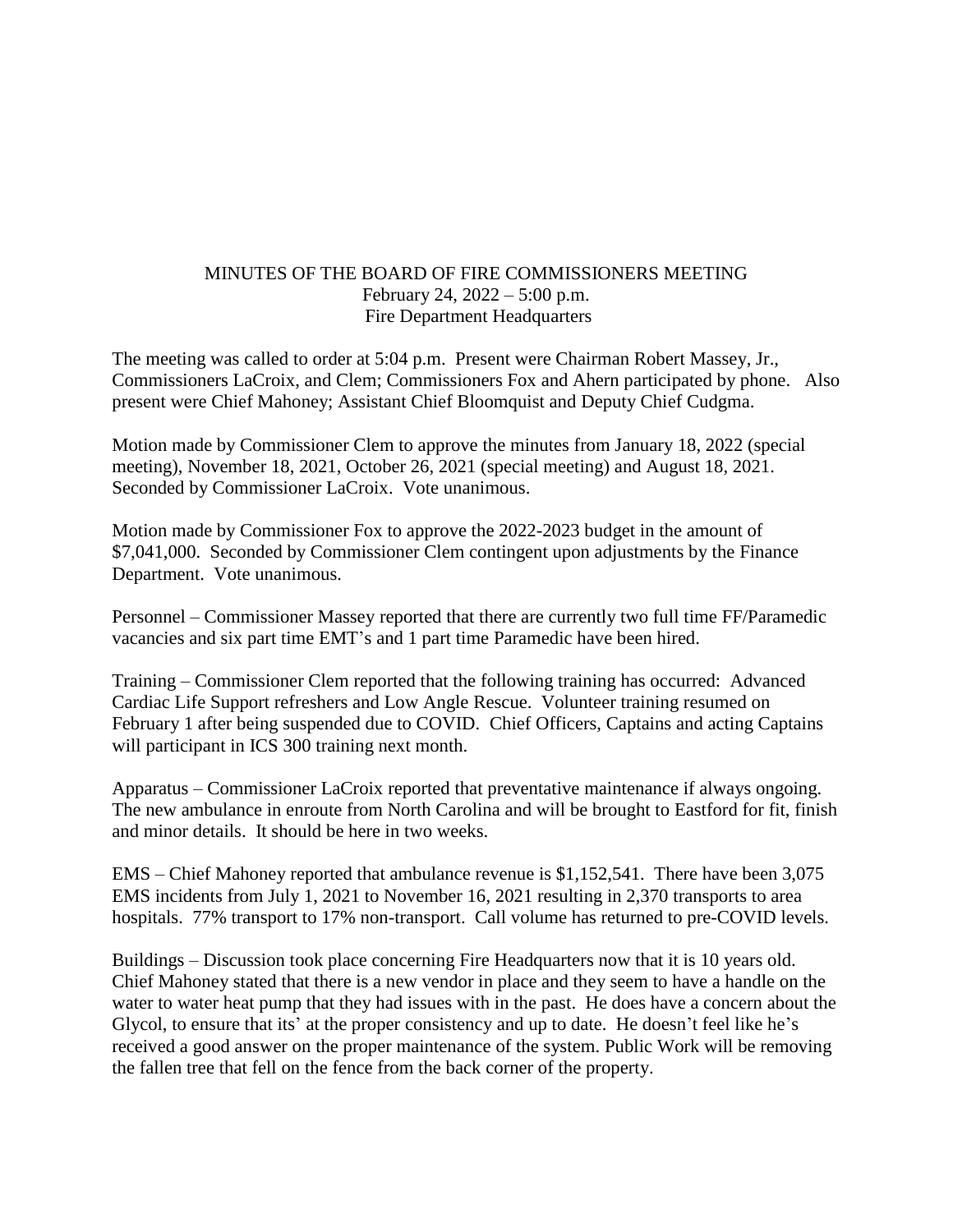MINUTES OF THE BOARD OF FIRE COMMISSIONERS MEETING
February 24, 2022 – 5:00 p.m.
Fire Department Headquarters

The meeting was called to order at 5:04 p.m. Present were Chairman Robert Massey, Jr., Commissioners LaCroix, and Clem; Commissioners Fox and Ahern participated by phone. Also present were Chief Mahoney; Assistant Chief Bloomquist and Deputy Chief Cudgma.

Motion made by Commissioner Clem to approve the minutes from January 18, 2022 (special meeting), November 18, 2021, October 26, 2021 (special meeting) and August 18, 2021. Seconded by Commissioner LaCroix. Vote unanimous.

Motion made by Commissioner Fox to approve the 2022-2023 budget in the amount of $7,041,000. Seconded by Commissioner Clem contingent upon adjustments by the Finance Department. Vote unanimous.

Personnel – Commissioner Massey reported that there are currently two full time FF/Paramedic vacancies and six part time EMT's and 1 part time Paramedic have been hired.

Training – Commissioner Clem reported that the following training has occurred: Advanced Cardiac Life Support refreshers and Low Angle Rescue. Volunteer training resumed on February 1 after being suspended due to COVID. Chief Officers, Captains and acting Captains will participant in ICS 300 training next month.

Apparatus – Commissioner LaCroix reported that preventative maintenance if always ongoing. The new ambulance in enroute from North Carolina and will be brought to Eastford for fit, finish and minor details. It should be here in two weeks.

EMS – Chief Mahoney reported that ambulance revenue is $1,152,541. There have been 3,075 EMS incidents from July 1, 2021 to November 16, 2021 resulting in 2,370 transports to area hospitals. 77% transport to 17% non-transport. Call volume has returned to pre-COVID levels.

Buildings – Discussion took place concerning Fire Headquarters now that it is 10 years old. Chief Mahoney stated that there is a new vendor in place and they seem to have a handle on the water to water heat pump that they had issues with in the past. He does have a concern about the Glycol, to ensure that its' at the proper consistency and up to date. He doesn't feel like he's received a good answer on the proper maintenance of the system. Public Work will be removing the fallen tree that fell on the fence from the back corner of the property.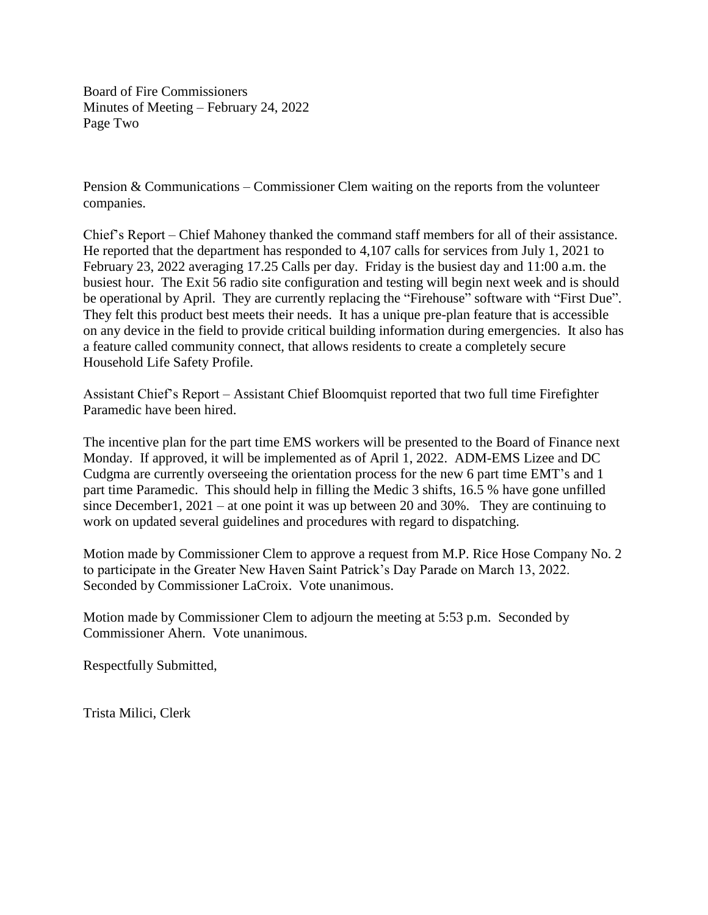Pension & Communications – Commissioner Clem waiting on the reports from the volunteer companies.

Chief's Report – Chief Mahoney thanked the command staff members for all of their assistance. He reported that the department has responded to 4,107 calls for services from July 1, 2021 to February 23, 2022 averaging 17.25 Calls per day. Friday is the busiest day and 11:00 a.m. the busiest hour. The Exit 56 radio site configuration and testing will begin next week and is should be operational by April. They are currently replacing the "Firehouse" software with "First Due". They felt this product best meets their needs. It has a unique pre-plan feature that is accessible on any device in the field to provide critical building information during emergencies. It also has a feature called community connect, that allows residents to create a completely secure Household Life Safety Profile.

Assistant Chief's Report – Assistant Chief Bloomquist reported that two full time Firefighter Paramedic have been hired.

The incentive plan for the part time EMS workers will be presented to the Board of Finance next Monday. If approved, it will be implemented as of April 1, 2022. ADM-EMS Lizee and DC Cudgma are currently overseeing the orientation process for the new 6 part time EMT's and 1 part time Paramedic. This should help in filling the Medic 3 shifts, 16.5 % have gone unfilled since December1, 2021 – at one point it was up between 20 and 30%. They are continuing to work on updated several guidelines and procedures with regard to dispatching.

Motion made by Commissioner Clem to approve a request from M.P. Rice Hose Company No. 2 to participate in the Greater New Haven Saint Patrick's Day Parade on March 13, 2022. Seconded by Commissioner LaCroix. Vote unanimous.

Motion made by Commissioner Clem to adjourn the meeting at 5:53 p.m. Seconded by Commissioner Ahern. Vote unanimous.

Respectfully Submitted,

Trista Milici, Clerk